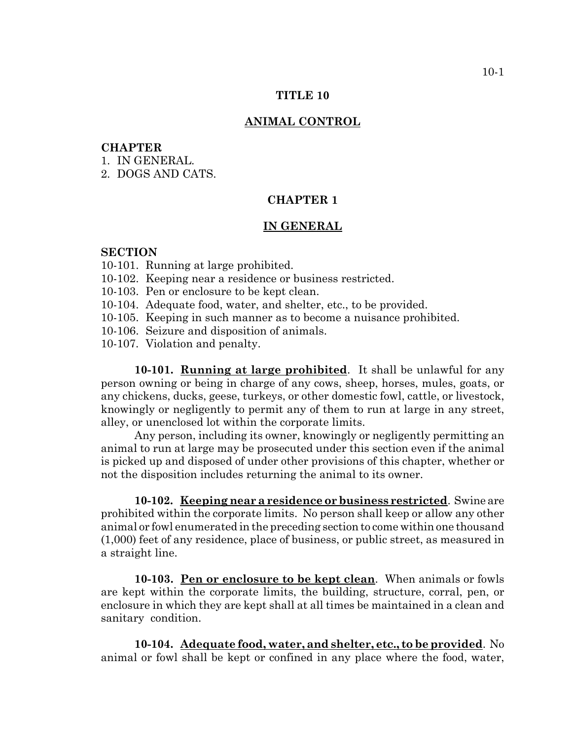# TITLE 10

## ANIMAL CONTROL

**CHAPTER**

1. IN GENERAL.
2. DOGS AND CATS.

## CHAPTER 1

## IN GENERAL

**SECTION**

10-101. Running at large prohibited.
10-102. Keeping near a residence or business restricted.
10-103. Pen or enclosure to be kept clean.
10-104. Adequate food, water, and shelter, etc., to be provided.
10-105. Keeping in such manner as to become a nuisance prohibited.
10-106. Seizure and disposition of animals.
10-107. Violation and penalty.

**10-101. Running at large prohibited**. It shall be unlawful for any person owning or being in charge of any cows, sheep, horses, mules, goats, or any chickens, ducks, geese, turkeys, or other domestic fowl, cattle, or livestock, knowingly or negligently to permit any of them to run at large in any street, alley, or unenclosed lot within the corporate limits.

Any person, including its owner, knowingly or negligently permitting an animal to run at large may be prosecuted under this section even if the animal is picked up and disposed of under other provisions of this chapter, whether or not the disposition includes returning the animal to its owner.

**10-102. Keeping near a residence or business restricted**. Swine are prohibited within the corporate limits. No person shall keep or allow any other animal or fowl enumerated in the preceding section to come within one thousand (1,000) feet of any residence, place of business, or public street, as measured in a straight line.

**10-103. Pen or enclosure to be kept clean**. When animals or fowls are kept within the corporate limits, the building, structure, corral, pen, or enclosure in which they are kept shall at all times be maintained in a clean and sanitary condition.

**10-104. Adequate food, water, and shelter, etc., to be provided**. No animal or fowl shall be kept or confined in any place where the food, water,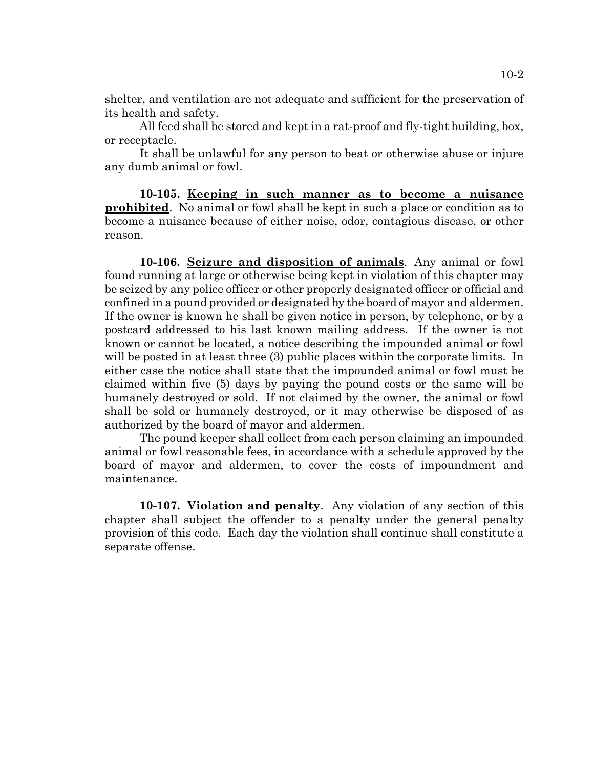shelter, and ventilation are not adequate and sufficient for the preservation of its health and safety.

All feed shall be stored and kept in a rat-proof and fly-tight building, box, or receptacle.

It shall be unlawful for any person to beat or otherwise abuse or injure any dumb animal or fowl.

**10-105. Keeping in such manner as to become a nuisance prohibited**. No animal or fowl shall be kept in such a place or condition as to become a nuisance because of either noise, odor, contagious disease, or other reason.

**10-106. Seizure and disposition of animals**. Any animal or fowl found running at large or otherwise being kept in violation of this chapter may be seized by any police officer or other properly designated officer or official and confined in a pound provided or designated by the board of mayor and aldermen. If the owner is known he shall be given notice in person, by telephone, or by a postcard addressed to his last known mailing address. If the owner is not known or cannot be located, a notice describing the impounded animal or fowl will be posted in at least three (3) public places within the corporate limits. In either case the notice shall state that the impounded animal or fowl must be claimed within five (5) days by paying the pound costs or the same will be humanely destroyed or sold. If not claimed by the owner, the animal or fowl shall be sold or humanely destroyed, or it may otherwise be disposed of as authorized by the board of mayor and aldermen.

The pound keeper shall collect from each person claiming an impounded animal or fowl reasonable fees, in accordance with a schedule approved by the board of mayor and aldermen, to cover the costs of impoundment and maintenance.

**10-107. Violation and penalty**. Any violation of any section of this chapter shall subject the offender to a penalty under the general penalty provision of this code. Each day the violation shall continue shall constitute a separate offense.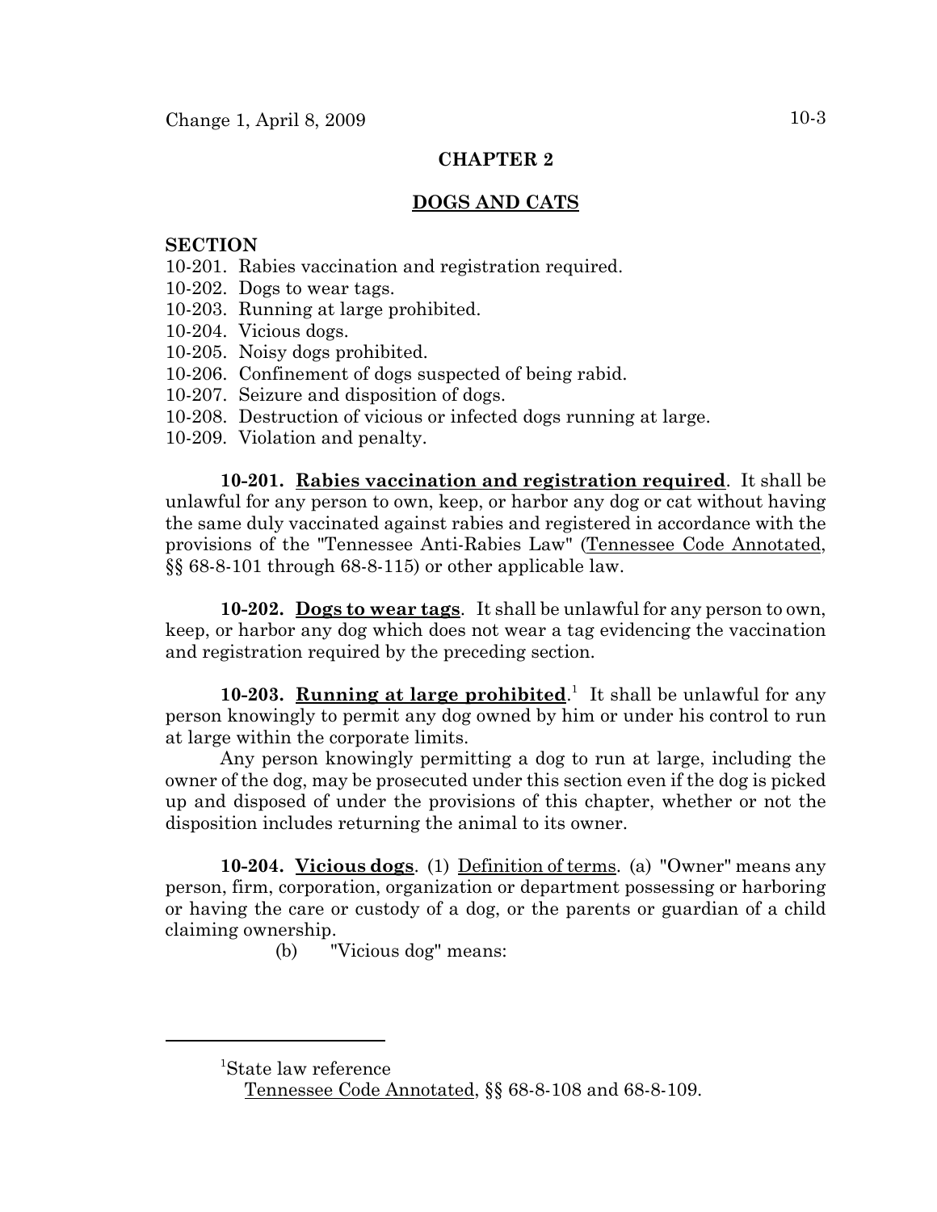## CHAPTER 2

## DOGS AND CATS

**SECTION**

10-201. Rabies vaccination and registration required.
10-202. Dogs to wear tags.
10-203. Running at large prohibited.
10-204. Vicious dogs.
10-205. Noisy dogs prohibited.
10-206. Confinement of dogs suspected of being rabid.
10-207. Seizure and disposition of dogs.
10-208. Destruction of vicious or infected dogs running at large.
10-209. Violation and penalty.

**10-201. Rabies vaccination and registration required**. It shall be unlawful for any person to own, keep, or harbor any dog or cat without having the same duly vaccinated against rabies and registered in accordance with the provisions of the "Tennessee Anti-Rabies Law" (Tennessee Code Annotated, §§ 68-8-101 through 68-8-115) or other applicable law.

**10-202. Dogs to wear tags**. It shall be unlawful for any person to own, keep, or harbor any dog which does not wear a tag evidencing the vaccination and registration required by the preceding section.

**10-203. Running at large prohibited**.[1] It shall be unlawful for any person knowingly to permit any dog owned by him or under his control to run at large within the corporate limits.

Any person knowingly permitting a dog to run at large, including the owner of the dog, may be prosecuted under this section even if the dog is picked up and disposed of under the provisions of this chapter, whether or not the disposition includes returning the animal to its owner.

**10-204. Vicious dogs**. (1) Definition of terms. (a) "Owner" means any person, firm, corporation, organization or department possessing or harboring or having the care or custody of a dog, or the parents or guardian of a child claiming ownership.

(b) "Vicious dog" means:

---

[1]State law reference

Tennessee Code Annotated, §§ 68-8-108 and 68-8-109.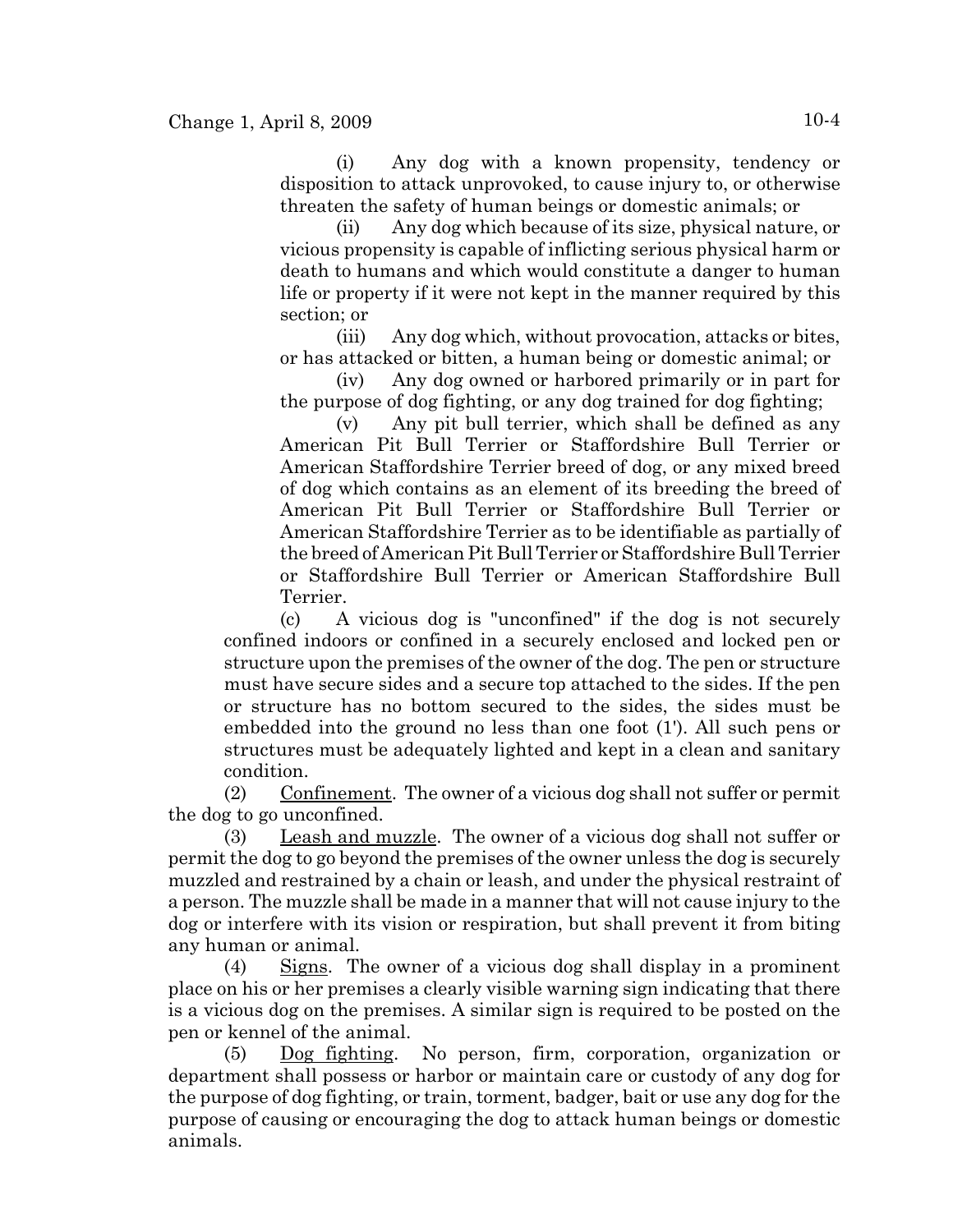(i) Any dog with a known propensity, tendency or disposition to attack unprovoked, to cause injury to, or otherwise threaten the safety of human beings or domestic animals; or

(ii) Any dog which because of its size, physical nature, or vicious propensity is capable of inflicting serious physical harm or death to humans and which would constitute a danger to human life or property if it were not kept in the manner required by this section; or

(iii) Any dog which, without provocation, attacks or bites, or has attacked or bitten, a human being or domestic animal; or

(iv) Any dog owned or harbored primarily or in part for the purpose of dog fighting, or any dog trained for dog fighting;

(v) Any pit bull terrier, which shall be defined as any American Pit Bull Terrier or Staffordshire Bull Terrier or American Staffordshire Terrier breed of dog, or any mixed breed of dog which contains as an element of its breeding the breed of American Pit Bull Terrier or Staffordshire Bull Terrier or American Staffordshire Terrier as to be identifiable as partially of the breed of American Pit Bull Terrier or Staffordshire Bull Terrier or Staffordshire Bull Terrier or American Staffordshire Bull Terrier.

(c) A vicious dog is "unconfined" if the dog is not securely confined indoors or confined in a securely enclosed and locked pen or structure upon the premises of the owner of the dog. The pen or structure must have secure sides and a secure top attached to the sides. If the pen or structure has no bottom secured to the sides, the sides must be embedded into the ground no less than one foot (1'). All such pens or structures must be adequately lighted and kept in a clean and sanitary condition.

(2) Confinement. The owner of a vicious dog shall not suffer or permit the dog to go unconfined.

(3) Leash and muzzle. The owner of a vicious dog shall not suffer or permit the dog to go beyond the premises of the owner unless the dog is securely muzzled and restrained by a chain or leash, and under the physical restraint of a person. The muzzle shall be made in a manner that will not cause injury to the dog or interfere with its vision or respiration, but shall prevent it from biting any human or animal.

(4) Signs. The owner of a vicious dog shall display in a prominent place on his or her premises a clearly visible warning sign indicating that there is a vicious dog on the premises. A similar sign is required to be posted on the pen or kennel of the animal.

(5) Dog fighting. No person, firm, corporation, organization or department shall possess or harbor or maintain care or custody of any dog for the purpose of dog fighting, or train, torment, badger, bait or use any dog for the purpose of causing or encouraging the dog to attack human beings or domestic animals.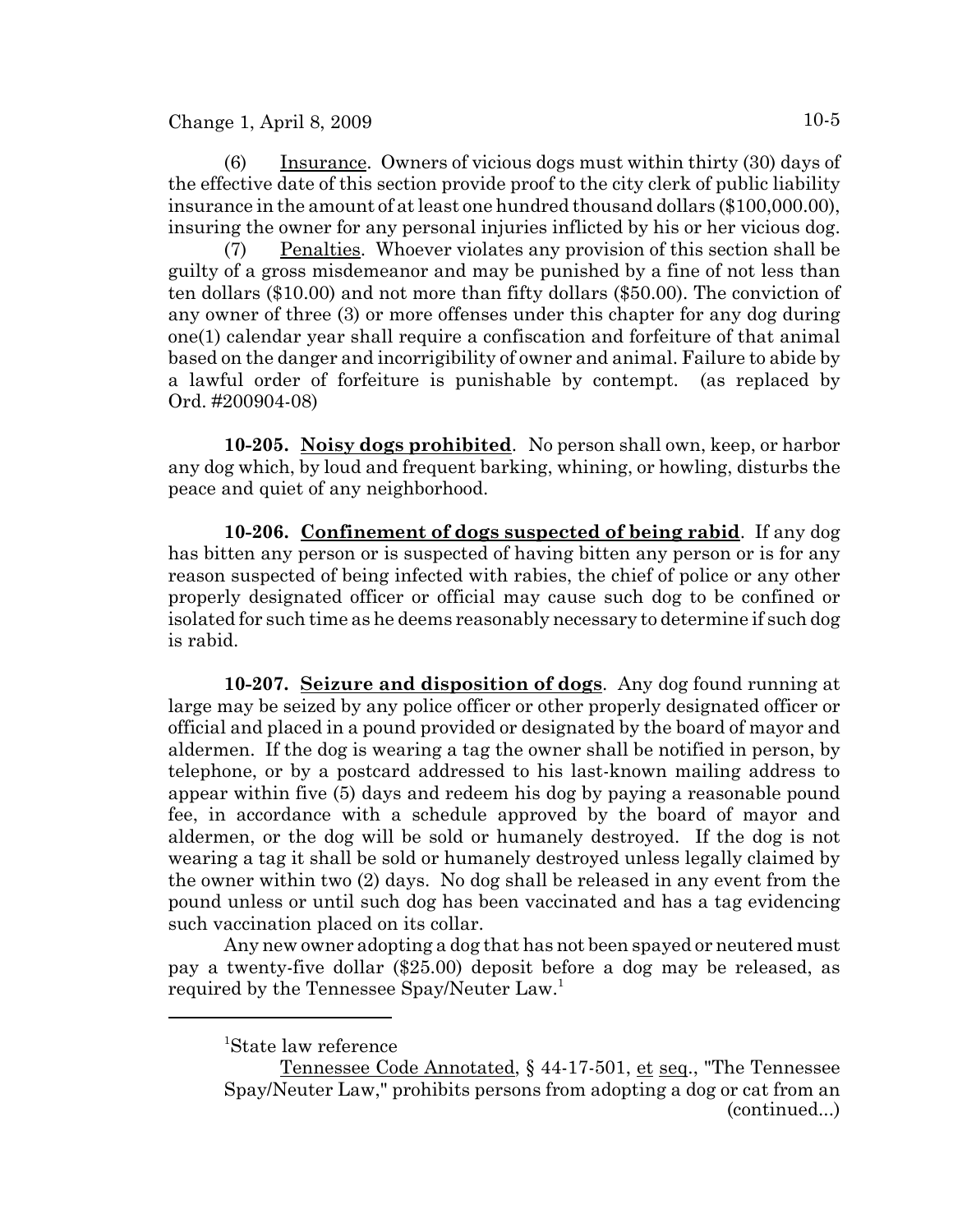(6) Insurance. Owners of vicious dogs must within thirty (30) days of the effective date of this section provide proof to the city clerk of public liability insurance in the amount of at least one hundred thousand dollars ($100,000.00), insuring the owner for any personal injuries inflicted by his or her vicious dog.

(7) Penalties. Whoever violates any provision of this section shall be guilty of a gross misdemeanor and may be punished by a fine of not less than ten dollars ($10.00) and not more than fifty dollars ($50.00). The conviction of any owner of three (3) or more offenses under this chapter for any dog during one(1) calendar year shall require a confiscation and forfeiture of that animal based on the danger and incorrigibility of owner and animal. Failure to abide by a lawful order of forfeiture is punishable by contempt. (as replaced by Ord. #200904-08)

**10-205. Noisy dogs prohibited**. No person shall own, keep, or harbor any dog which, by loud and frequent barking, whining, or howling, disturbs the peace and quiet of any neighborhood.

**10-206. Confinement of dogs suspected of being rabid**. If any dog has bitten any person or is suspected of having bitten any person or is for any reason suspected of being infected with rabies, the chief of police or any other properly designated officer or official may cause such dog to be confined or isolated for such time as he deems reasonably necessary to determine if such dog is rabid.

**10-207. Seizure and disposition of dogs**. Any dog found running at large may be seized by any police officer or other properly designated officer or official and placed in a pound provided or designated by the board of mayor and aldermen. If the dog is wearing a tag the owner shall be notified in person, by telephone, or by a postcard addressed to his last-known mailing address to appear within five (5) days and redeem his dog by paying a reasonable pound fee, in accordance with a schedule approved by the board of mayor and aldermen, or the dog will be sold or humanely destroyed. If the dog is not wearing a tag it shall be sold or humanely destroyed unless legally claimed by the owner within two (2) days. No dog shall be released in any event from the pound unless or until such dog has been vaccinated and has a tag evidencing such vaccination placed on its collar.

Any new owner adopting a dog that has not been spayed or neutered must pay a twenty-five dollar ($25.00) deposit before a dog may be released, as required by the Tennessee Spay/Neuter Law.[1]

---

[1]State law reference

Tennessee Code Annotated, § 44-17-501, et seq., "The Tennessee Spay/Neuter Law," prohibits persons from adopting a dog or cat from an (continued...)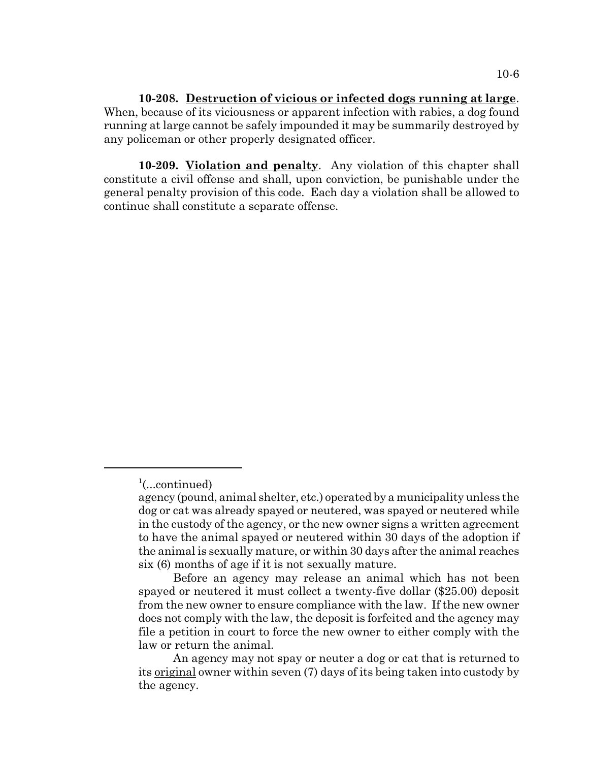**10-208. Destruction of vicious or infected dogs running at large**. When, because of its viciousness or apparent infection with rabies, a dog found running at large cannot be safely impounded it may be summarily destroyed by any policeman or other properly designated officer.

**10-209. Violation and penalty**. Any violation of this chapter shall constitute a civil offense and shall, upon conviction, be punishable under the general penalty provision of this code. Each day a violation shall be allowed to continue shall constitute a separate offense.

---

[1](...continued)

agency (pound, animal shelter, etc.) operated by a municipality unless the dog or cat was already spayed or neutered, was spayed or neutered while in the custody of the agency, or the new owner signs a written agreement to have the animal spayed or neutered within 30 days of the adoption if the animal is sexually mature, or within 30 days after the animal reaches six (6) months of age if it is not sexually mature.

Before an agency may release an animal which has not been spayed or neutered it must collect a twenty-five dollar ($25.00) deposit from the new owner to ensure compliance with the law. If the new owner does not comply with the law, the deposit is forfeited and the agency may file a petition in court to force the new owner to either comply with the law or return the animal.

An agency may not spay or neuter a dog or cat that is returned to its original owner within seven (7) days of its being taken into custody by the agency.